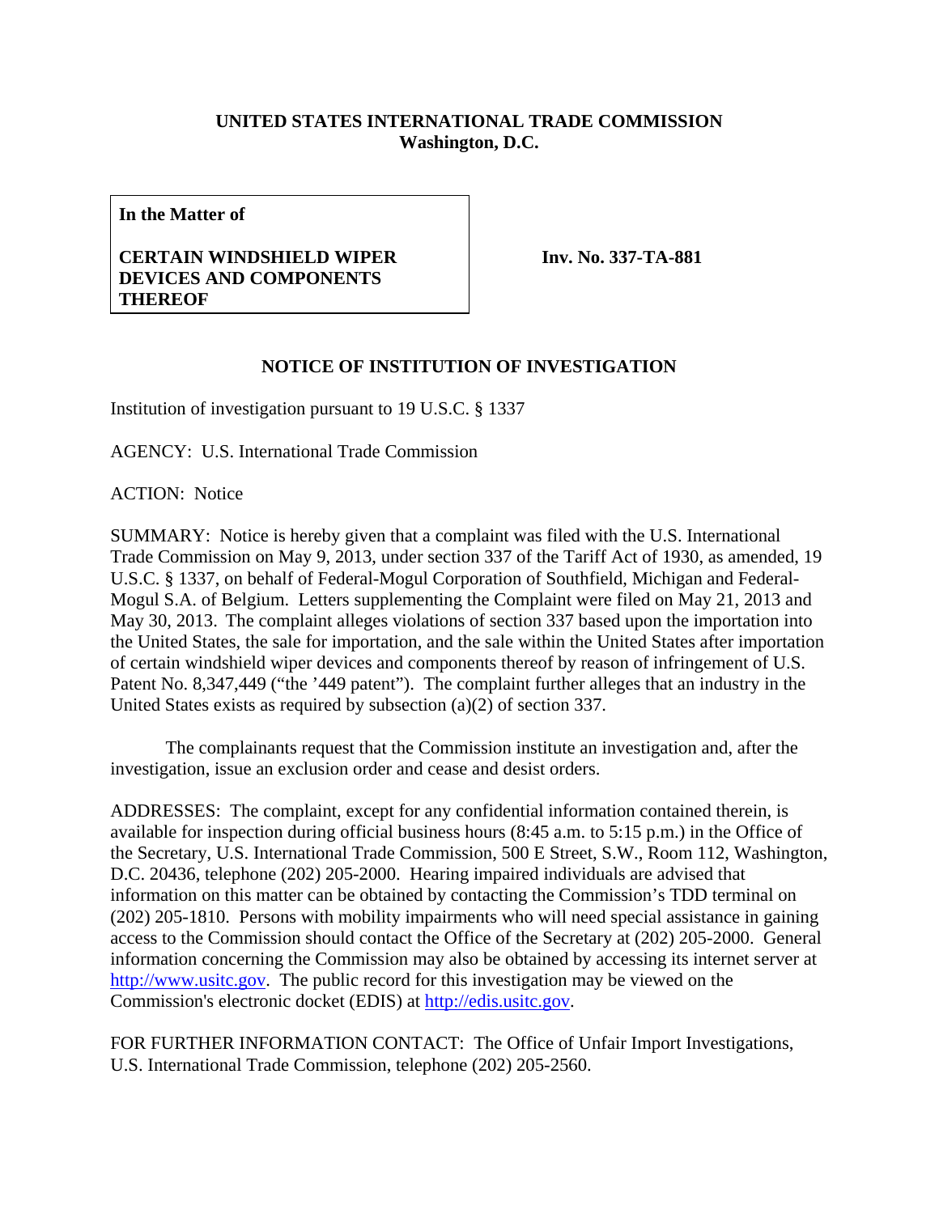**UNITED STATES INTERNATIONAL TRADE COMMISSION**
**Washington, D.C.**

| **In the Matter of** **CERTAIN WINDSHIELD WIPER DEVICES AND COMPONENTS THEREOF** | **Inv. No. 337-TA-881** |
|---|---|

**NOTICE OF INSTITUTION OF INVESTIGATION**

Institution of investigation pursuant to 19 U.S.C. § 1337

AGENCY: U.S. International Trade Commission

ACTION: Notice

SUMMARY: Notice is hereby given that a complaint was filed with the U.S. International Trade Commission on May 9, 2013, under section 337 of the Tariff Act of 1930, as amended, 19 U.S.C. § 1337, on behalf of Federal-Mogul Corporation of Southfield, Michigan and Federal-Mogul S.A. of Belgium. Letters supplementing the Complaint were filed on May 21, 2013 and May 30, 2013. The complaint alleges violations of section 337 based upon the importation into the United States, the sale for importation, and the sale within the United States after importation of certain windshield wiper devices and components thereof by reason of infringement of U.S. Patent No. 8,347,449 ("the '449 patent"). The complaint further alleges that an industry in the United States exists as required by subsection (a)(2) of section 337.

The complainants request that the Commission institute an investigation and, after the investigation, issue an exclusion order and cease and desist orders.

ADDRESSES: The complaint, except for any confidential information contained therein, is available for inspection during official business hours (8:45 a.m. to 5:15 p.m.) in the Office of the Secretary, U.S. International Trade Commission, 500 E Street, S.W., Room 112, Washington, D.C. 20436, telephone (202) 205-2000. Hearing impaired individuals are advised that information on this matter can be obtained by contacting the Commission's TDD terminal on (202) 205-1810. Persons with mobility impairments who will need special assistance in gaining access to the Commission should contact the Office of the Secretary at (202) 205-2000. General information concerning the Commission may also be obtained by accessing its internet server at http://www.usitc.gov. The public record for this investigation may be viewed on the Commission's electronic docket (EDIS) at http://edis.usitc.gov.

FOR FURTHER INFORMATION CONTACT: The Office of Unfair Import Investigations, U.S. International Trade Commission, telephone (202) 205-2560.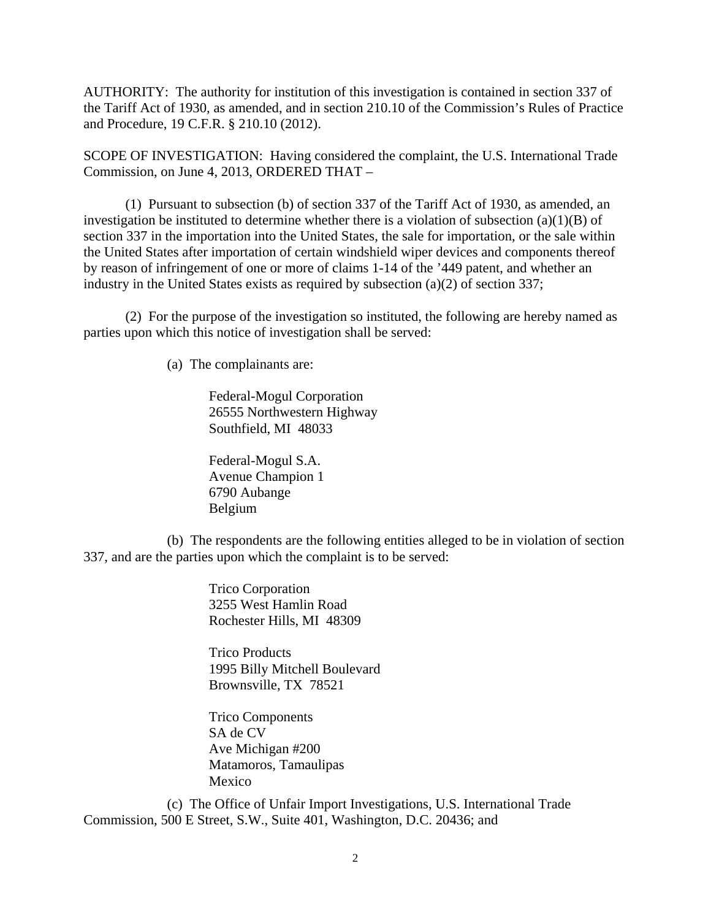AUTHORITY: The authority for institution of this investigation is contained in section 337 of the Tariff Act of 1930, as amended, and in section 210.10 of the Commission's Rules of Practice and Procedure, 19 C.F.R. § 210.10 (2012).

SCOPE OF INVESTIGATION: Having considered the complaint, the U.S. International Trade Commission, on June 4, 2013, ORDERED THAT –

(1) Pursuant to subsection (b) of section 337 of the Tariff Act of 1930, as amended, an investigation be instituted to determine whether there is a violation of subsection (a)(1)(B) of section 337 in the importation into the United States, the sale for importation, or the sale within the United States after importation of certain windshield wiper devices and components thereof by reason of infringement of one or more of claims 1-14 of the '449 patent, and whether an industry in the United States exists as required by subsection (a)(2) of section 337;

(2) For the purpose of the investigation so instituted, the following are hereby named as parties upon which this notice of investigation shall be served:

(a) The complainants are:

Federal-Mogul Corporation
26555 Northwestern Highway
Southfield, MI 48033

Federal-Mogul S.A.
Avenue Champion 1
6790 Aubange
Belgium

(b) The respondents are the following entities alleged to be in violation of section 337, and are the parties upon which the complaint is to be served:

Trico Corporation
3255 West Hamlin Road
Rochester Hills, MI 48309

Trico Products
1995 Billy Mitchell Boulevard
Brownsville, TX 78521

Trico Components
SA de CV
Ave Michigan #200
Matamoros, Tamaulipas
Mexico

(c) The Office of Unfair Import Investigations, U.S. International Trade Commission, 500 E Street, S.W., Suite 401, Washington, D.C. 20436; and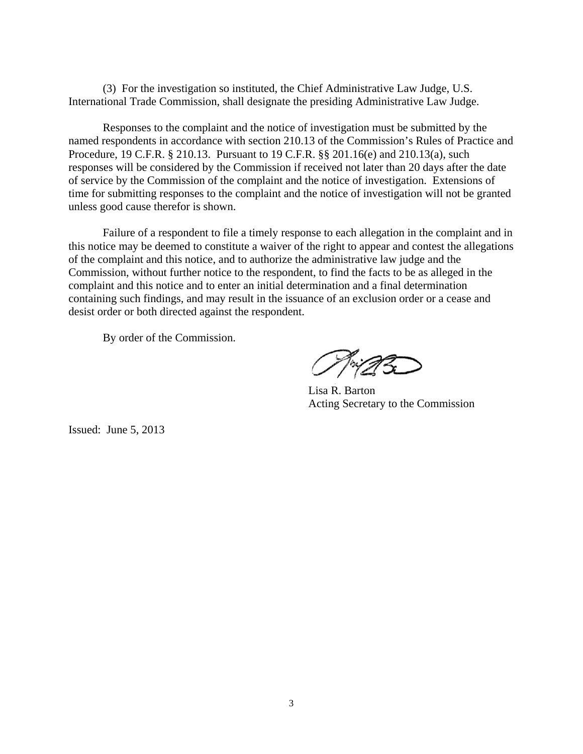(3) For the investigation so instituted, the Chief Administrative Law Judge, U.S. International Trade Commission, shall designate the presiding Administrative Law Judge.

Responses to the complaint and the notice of investigation must be submitted by the named respondents in accordance with section 210.13 of the Commission's Rules of Practice and Procedure, 19 C.F.R. § 210.13. Pursuant to 19 C.F.R. §§ 201.16(e) and 210.13(a), such responses will be considered by the Commission if received not later than 20 days after the date of service by the Commission of the complaint and the notice of investigation. Extensions of time for submitting responses to the complaint and the notice of investigation will not be granted unless good cause therefor is shown.

Failure of a respondent to file a timely response to each allegation in the complaint and in this notice may be deemed to constitute a waiver of the right to appear and contest the allegations of the complaint and this notice, and to authorize the administrative law judge and the Commission, without further notice to the respondent, to find the facts to be as alleged in the complaint and this notice and to enter an initial determination and a final determination containing such findings, and may result in the issuance of an exclusion order or a cease and desist order or both directed against the respondent.

By order of the Commission.

Lisa R. Barton
Acting Secretary to the Commission

Issued: June 5, 2013